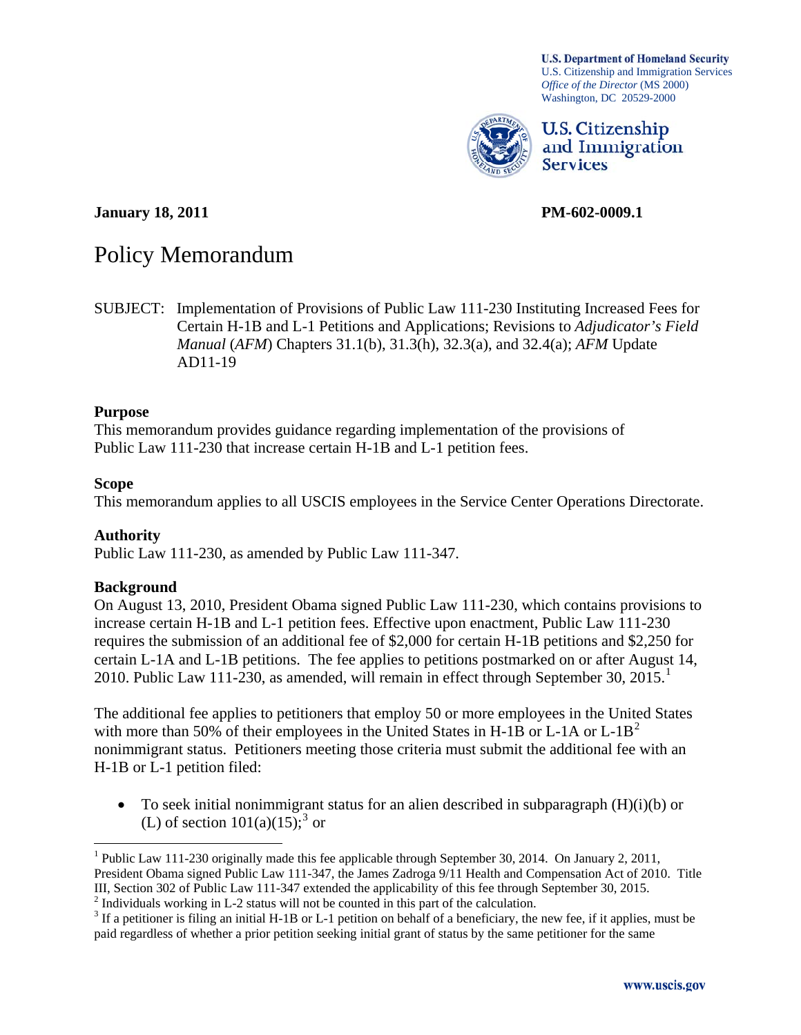**U.S. Department of Homeland Security**
U.S. Citizenship and Immigration Services
*Office of the Director* (MS 2000)
Washington, DC 20529-2000

**U.S. Citizenship and Immigration Services**

**January 18, 2011** **PM-602-0009.1**

# Policy Memorandum

SUBJECT: Implementation of Provisions of Public Law 111-230 Instituting Increased Fees for Certain H-1B and L-1 Petitions and Applications; Revisions to *Adjudicator's Field Manual* (*AFM*) Chapters 31.1(b), 31.3(h), 32.3(a), and 32.4(a); *AFM* Update AD11-19

### Purpose

This memorandum provides guidance regarding implementation of the provisions of Public Law 111-230 that increase certain H-1B and L-1 petition fees.

### Scope

This memorandum applies to all USCIS employees in the Service Center Operations Directorate.

### Authority

Public Law 111-230, as amended by Public Law 111-347.

### Background

On August 13, 2010, President Obama signed Public Law 111-230, which contains provisions to increase certain H-1B and L-1 petition fees. Effective upon enactment, Public Law 111-230 requires the submission of an additional fee of $2,000 for certain H-1B petitions and $2,250 for certain L-1A and L-1B petitions. The fee applies to petitions postmarked on or after August 14, 2010. Public Law 111-230, as amended, will remain in effect through September 30, 2015.[1]

The additional fee applies to petitioners that employ 50 or more employees in the United States with more than 50% of their employees in the United States in H-1B or L-1A or L-1B[2] nonimmigrant status. Petitioners meeting those criteria must submit the additional fee with an H-1B or L-1 petition filed:

- To seek initial nonimmigrant status for an alien described in subparagraph (H)(i)(b) or (L) of section 101(a)(15);[3] or

[1] Public Law 111-230 originally made this fee applicable through September 30, 2014. On January 2, 2011, President Obama signed Public Law 111-347, the James Zadroga 9/11 Health and Compensation Act of 2010. Title III, Section 302 of Public Law 111-347 extended the applicability of this fee through September 30, 2015.

[2] Individuals working in L-2 status will not be counted in this part of the calculation.

[3] If a petitioner is filing an initial H-1B or L-1 petition on behalf of a beneficiary, the new fee, if it applies, must be paid regardless of whether a prior petition seeking initial grant of status by the same petitioner for the same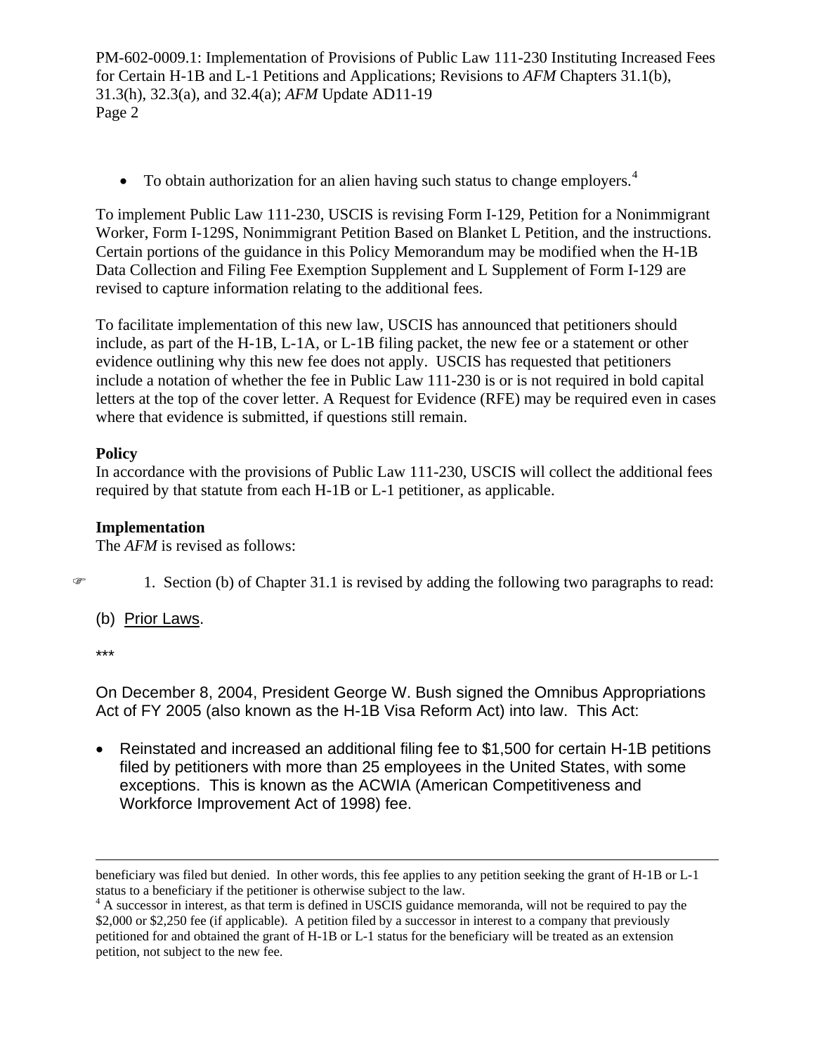- To obtain authorization for an alien having such status to change employers.[4]

To implement Public Law 111-230, USCIS is revising Form I-129, Petition for a Nonimmigrant Worker, Form I-129S, Nonimmigrant Petition Based on Blanket L Petition, and the instructions. Certain portions of the guidance in this Policy Memorandum may be modified when the H-1B Data Collection and Filing Fee Exemption Supplement and L Supplement of Form I-129 are revised to capture information relating to the additional fees.

To facilitate implementation of this new law, USCIS has announced that petitioners should include, as part of the H-1B, L-1A, or L-1B filing packet, the new fee or a statement or other evidence outlining why this new fee does not apply. USCIS has requested that petitioners include a notation of whether the fee in Public Law 111-230 is or is not required in bold capital letters at the top of the cover letter. A Request for Evidence (RFE) may be required even in cases where that evidence is submitted, if questions still remain.

**Policy**

In accordance with the provisions of Public Law 111-230, USCIS will collect the additional fees required by that statute from each H-1B or L-1 petitioner, as applicable.

**Implementation**

The *AFM* is revised as follows:

☞ 1. Section (b) of Chapter 31.1 is revised by adding the following two paragraphs to read:

(b) <u>Prior Laws</u>.

***

On December 8, 2004, President George W. Bush signed the Omnibus Appropriations Act of FY 2005 (also known as the H-1B Visa Reform Act) into law. This Act:

- Reinstated and increased an additional filing fee to $1,500 for certain H-1B petitions filed by petitioners with more than 25 employees in the United States, with some exceptions. This is known as the ACWIA (American Competitiveness and Workforce Improvement Act of 1998) fee.

---

beneficiary was filed but denied. In other words, this fee applies to any petition seeking the grant of H-1B or L-1 status to a beneficiary if the petitioner is otherwise subject to the law.

[4] A successor in interest, as that term is defined in USCIS guidance memoranda, will not be required to pay the $2,000 or $2,250 fee (if applicable). A petition filed by a successor in interest to a company that previously petitioned for and obtained the grant of H-1B or L-1 status for the beneficiary will be treated as an extension petition, not subject to the new fee.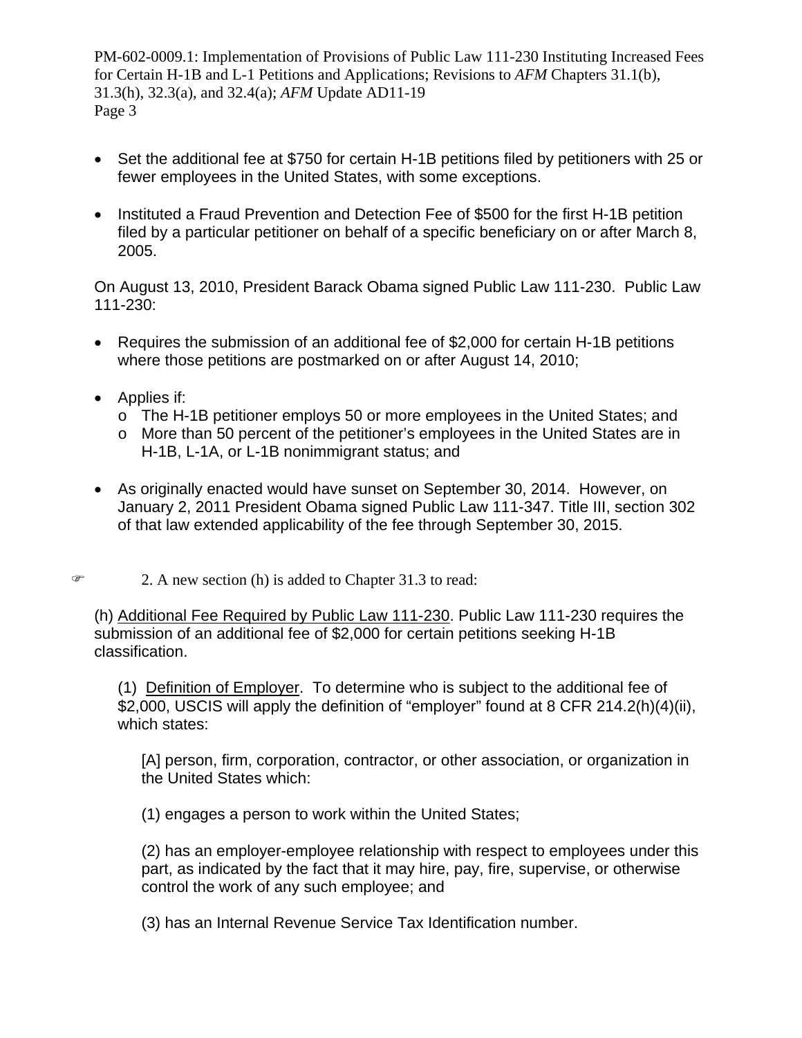- Set the additional fee at $750 for certain H-1B petitions filed by petitioners with 25 or fewer employees in the United States, with some exceptions.

- Instituted a Fraud Prevention and Detection Fee of $500 for the first H-1B petition filed by a particular petitioner on behalf of a specific beneficiary on or after March 8, 2005.

On August 13, 2010, President Barack Obama signed Public Law 111-230. Public Law 111-230:

- Requires the submission of an additional fee of $2,000 for certain H-1B petitions where those petitions are postmarked on or after August 14, 2010;

- Applies if:
  - The H-1B petitioner employs 50 or more employees in the United States; and
  - More than 50 percent of the petitioner's employees in the United States are in H-1B, L-1A, or L-1B nonimmigrant status; and

- As originally enacted would have sunset on September 30, 2014. However, on January 2, 2011 President Obama signed Public Law 111-347. Title III, section 302 of that law extended applicability of the fee through September 30, 2015.

☞ 2. A new section (h) is added to Chapter 31.3 to read:

(h) Additional Fee Required by Public Law 111-230. Public Law 111-230 requires the submission of an additional fee of $2,000 for certain petitions seeking H-1B classification.

(1) Definition of Employer. To determine who is subject to the additional fee of $2,000, USCIS will apply the definition of "employer" found at 8 CFR 214.2(h)(4)(ii), which states:

> [A] person, firm, corporation, contractor, or other association, or organization in the United States which:
>
> (1) engages a person to work within the United States;
>
> (2) has an employer-employee relationship with respect to employees under this part, as indicated by the fact that it may hire, pay, fire, supervise, or otherwise control the work of any such employee; and
>
> (3) has an Internal Revenue Service Tax Identification number.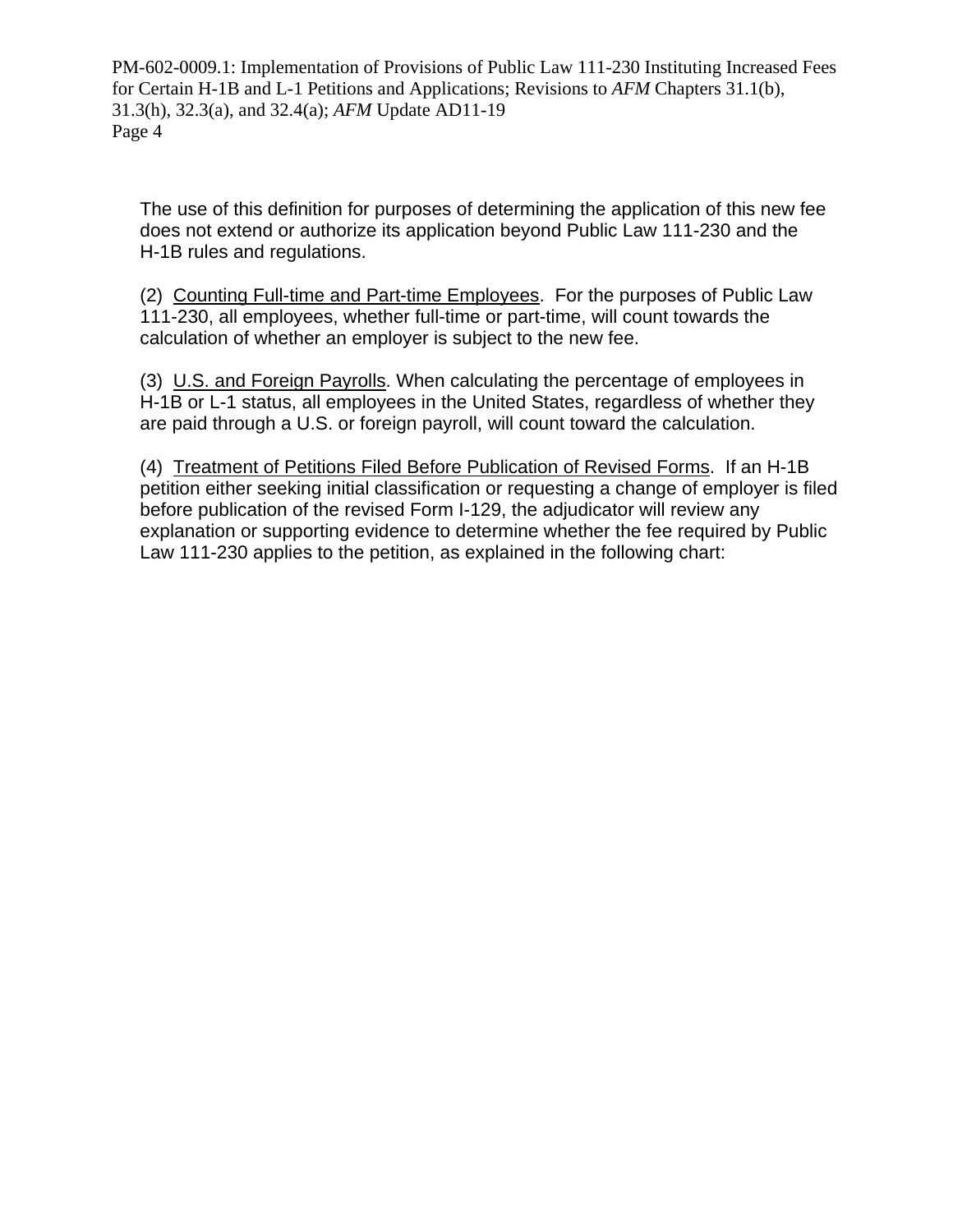The use of this definition for purposes of determining the application of this new fee does not extend or authorize its application beyond Public Law 111-230 and the H-1B rules and regulations.

(2) <u>Counting Full-time and Part-time Employees</u>. For the purposes of Public Law 111-230, all employees, whether full-time or part-time, will count towards the calculation of whether an employer is subject to the new fee.

(3) <u>U.S. and Foreign Payrolls</u>. When calculating the percentage of employees in H-1B or L-1 status, all employees in the United States, regardless of whether they are paid through a U.S. or foreign payroll, will count toward the calculation.

(4) <u>Treatment of Petitions Filed Before Publication of Revised Forms</u>. If an H-1B petition either seeking initial classification or requesting a change of employer is filed before publication of the revised Form I-129, the adjudicator will review any explanation or supporting evidence to determine whether the fee required by Public Law 111-230 applies to the petition, as explained in the following chart: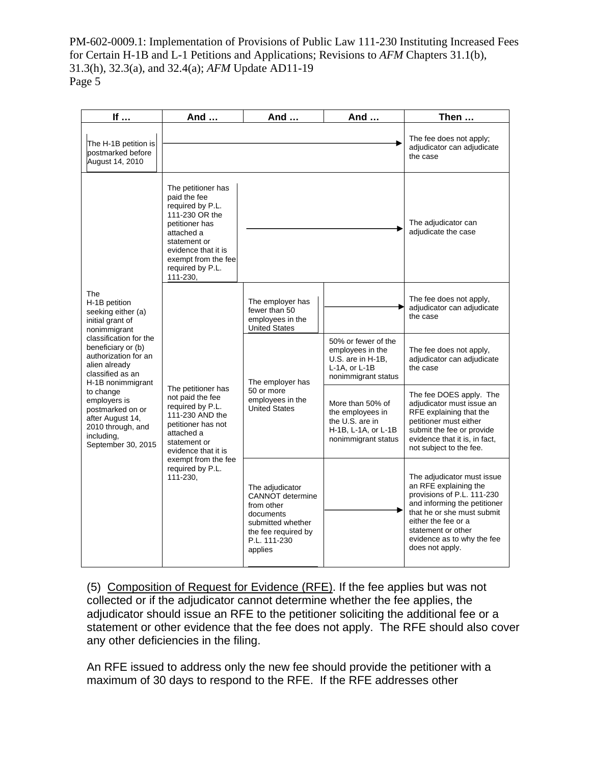| If … | And … | And … | And … | Then … |
|---|---|---|---|---|
| The H-1B petition is postmarked before August 14, 2010 | | | | The fee does not apply; adjudicator can adjudicate the case |
| The H-1B petition seeking either (a) initial grant of nonimmigrant classification for the beneficiary or (b) authorization for an alien already classified as an H-1B nonimmigrant to change employers is postmarked on or after August 14, 2010 through, and including, September 30, 2015 | The petitioner has paid the fee required by P.L. 111-230 OR the petitioner has attached a statement or evidence that it is exempt from the fee required by P.L. 111-230, | | | The adjudicator can adjudicate the case |
| | The petitioner has not paid the fee required by P.L. 111-230 AND the petitioner has not attached a statement or evidence that it is exempt from the fee required by P.L. 111-230, | The employer has fewer than 50 employees in the United States | | The fee does not apply, adjudicator can adjudicate the case |
| | | The employer has 50 or more employees in the United States | 50% or fewer of the employees in the U.S. are in H-1B, L-1A, or L-1B nonimmigrant status | The fee does not apply, adjudicator can adjudicate the case |
| | | | More than 50% of the employees in the U.S. are in H-1B, L-1A, or L-1B nonimmigrant status | The fee DOES apply. The adjudicator must issue an RFE explaining that the petitioner must either submit the fee or provide evidence that it is, in fact, not subject to the fee. |
| | | The adjudicator CANNOT determine from other documents submitted whether the fee required by P.L. 111-230 applies | | The adjudicator must issue an RFE explaining the provisions of P.L. 111-230 and informing the petitioner that he or she must submit either the fee or a statement or other evidence as to why the fee does not apply. |

(5) <u>Composition of Request for Evidence (RFE)</u>. If the fee applies but was not collected or if the adjudicator cannot determine whether the fee applies, the adjudicator should issue an RFE to the petitioner soliciting the additional fee or a statement or other evidence that the fee does not apply. The RFE should also cover any other deficiencies in the filing.

An RFE issued to address only the new fee should provide the petitioner with a maximum of 30 days to respond to the RFE. If the RFE addresses other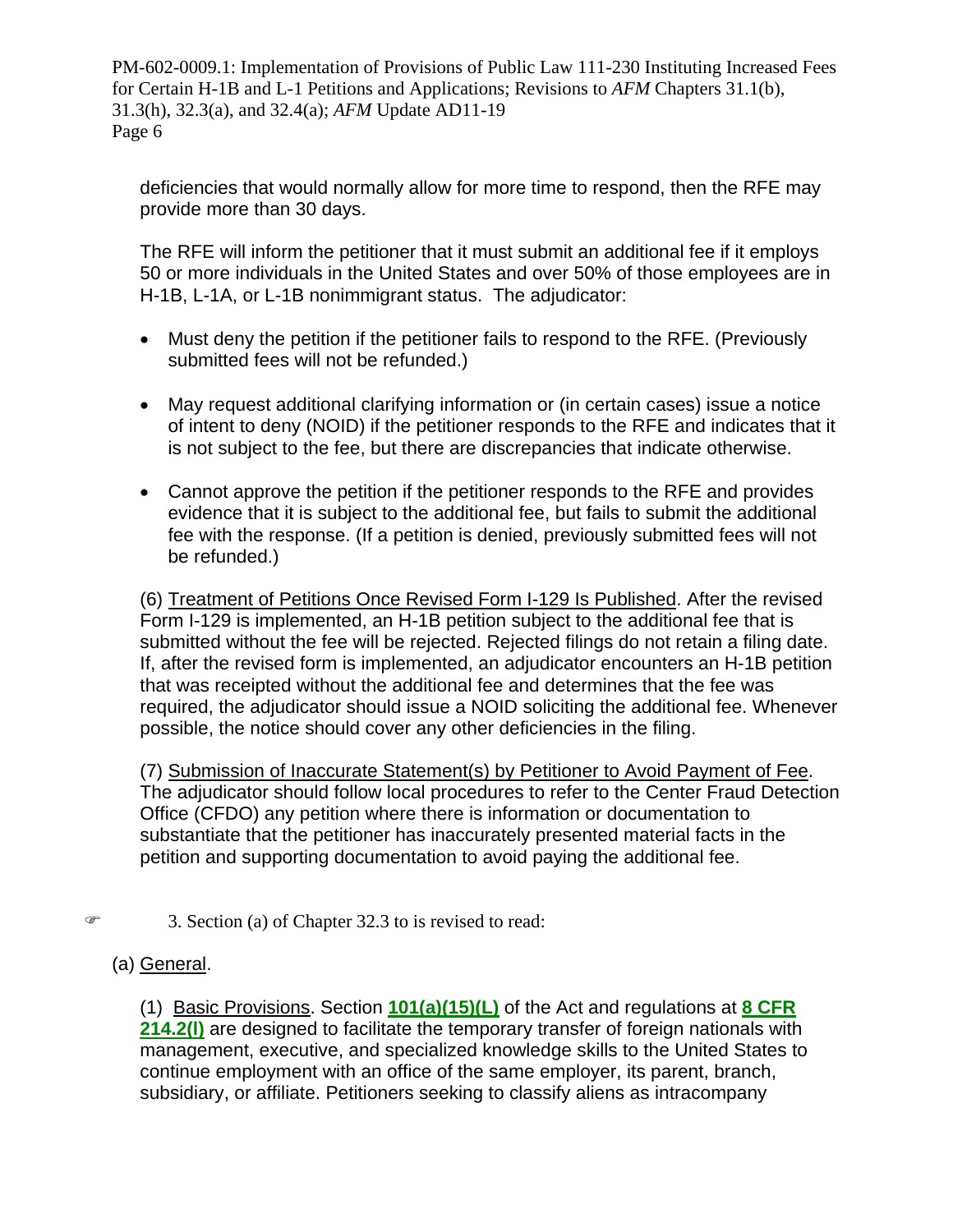deficiencies that would normally allow for more time to respond, then the RFE may provide more than 30 days.

The RFE will inform the petitioner that it must submit an additional fee if it employs 50 or more individuals in the United States and over 50% of those employees are in H-1B, L-1A, or L-1B nonimmigrant status. The adjudicator:

- Must deny the petition if the petitioner fails to respond to the RFE. (Previously submitted fees will not be refunded.)
- May request additional clarifying information or (in certain cases) issue a notice of intent to deny (NOID) if the petitioner responds to the RFE and indicates that it is not subject to the fee, but there are discrepancies that indicate otherwise.
- Cannot approve the petition if the petitioner responds to the RFE and provides evidence that it is subject to the additional fee, but fails to submit the additional fee with the response. (If a petition is denied, previously submitted fees will not be refunded.)

(6) Treatment of Petitions Once Revised Form I-129 Is Published. After the revised Form I-129 is implemented, an H-1B petition subject to the additional fee that is submitted without the fee will be rejected. Rejected filings do not retain a filing date. If, after the revised form is implemented, an adjudicator encounters an H-1B petition that was receipted without the additional fee and determines that the fee was required, the adjudicator should issue a NOID soliciting the additional fee. Whenever possible, the notice should cover any other deficiencies in the filing.

(7) Submission of Inaccurate Statement(s) by Petitioner to Avoid Payment of Fee. The adjudicator should follow local procedures to refer to the Center Fraud Detection Office (CFDO) any petition where there is information or documentation to substantiate that the petitioner has inaccurately presented material facts in the petition and supporting documentation to avoid paying the additional fee.

☞ 3. Section (a) of Chapter 32.3 to is revised to read:

(a) General.

(1) Basic Provisions. Section **101(a)(15)(L)** of the Act and regulations at **8 CFR 214.2(l)** are designed to facilitate the temporary transfer of foreign nationals with management, executive, and specialized knowledge skills to the United States to continue employment with an office of the same employer, its parent, branch, subsidiary, or affiliate. Petitioners seeking to classify aliens as intracompany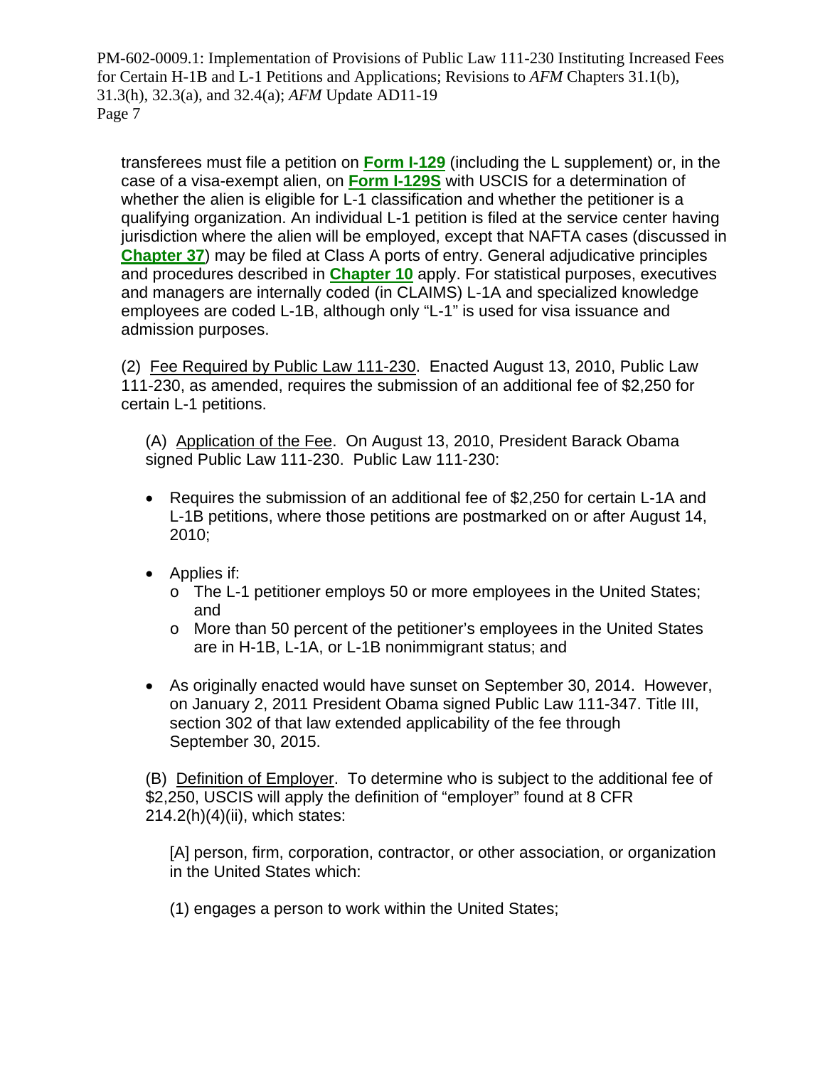transferees must file a petition on **Form I-129** (including the L supplement) or, in the case of a visa-exempt alien, on **Form I-129S** with USCIS for a determination of whether the alien is eligible for L-1 classification and whether the petitioner is a qualifying organization. An individual L-1 petition is filed at the service center having jurisdiction where the alien will be employed, except that NAFTA cases (discussed in **Chapter 37**) may be filed at Class A ports of entry. General adjudicative principles and procedures described in **Chapter 10** apply. For statistical purposes, executives and managers are internally coded (in CLAIMS) L-1A and specialized knowledge employees are coded L-1B, although only "L-1" is used for visa issuance and admission purposes.

(2) Fee Required by Public Law 111-230. Enacted August 13, 2010, Public Law 111-230, as amended, requires the submission of an additional fee of $2,250 for certain L-1 petitions.

(A) Application of the Fee. On August 13, 2010, President Barack Obama signed Public Law 111-230. Public Law 111-230:

- Requires the submission of an additional fee of $2,250 for certain L-1A and L-1B petitions, where those petitions are postmarked on or after August 14, 2010;
- Applies if:
  - The L-1 petitioner employs 50 or more employees in the United States; and
  - More than 50 percent of the petitioner's employees in the United States are in H-1B, L-1A, or L-1B nonimmigrant status; and
- As originally enacted would have sunset on September 30, 2014. However, on January 2, 2011 President Obama signed Public Law 111-347. Title III, section 302 of that law extended applicability of the fee through September 30, 2015.

(B) Definition of Employer. To determine who is subject to the additional fee of $2,250, USCIS will apply the definition of "employer" found at 8 CFR 214.2(h)(4)(ii), which states:

[A] person, firm, corporation, contractor, or other association, or organization in the United States which:

(1) engages a person to work within the United States;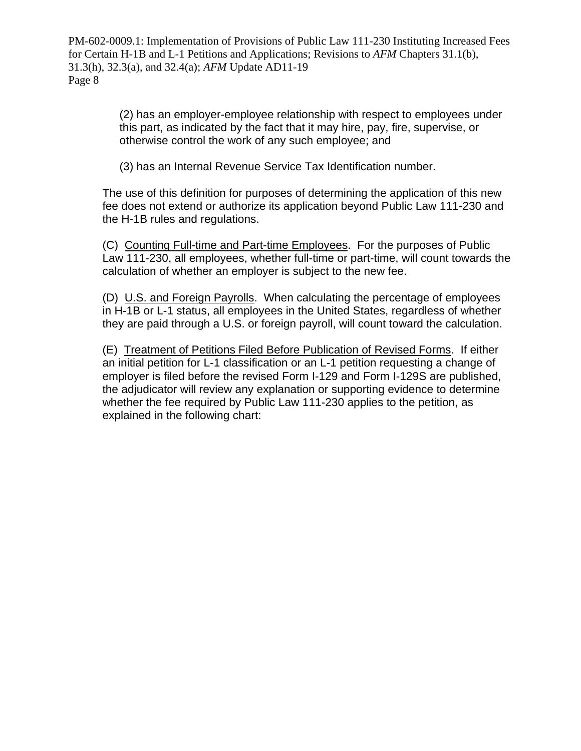(2) has an employer-employee relationship with respect to employees under this part, as indicated by the fact that it may hire, pay, fire, supervise, or otherwise control the work of any such employee; and

(3) has an Internal Revenue Service Tax Identification number.

The use of this definition for purposes of determining the application of this new fee does not extend or authorize its application beyond Public Law 111-230 and the H-1B rules and regulations.

(C) Counting Full-time and Part-time Employees. For the purposes of Public Law 111-230, all employees, whether full-time or part-time, will count towards the calculation of whether an employer is subject to the new fee.

(D) U.S. and Foreign Payrolls. When calculating the percentage of employees in H-1B or L-1 status, all employees in the United States, regardless of whether they are paid through a U.S. or foreign payroll, will count toward the calculation.

(E) Treatment of Petitions Filed Before Publication of Revised Forms. If either an initial petition for L-1 classification or an L-1 petition requesting a change of employer is filed before the revised Form I-129 and Form I-129S are published, the adjudicator will review any explanation or supporting evidence to determine whether the fee required by Public Law 111-230 applies to the petition, as explained in the following chart: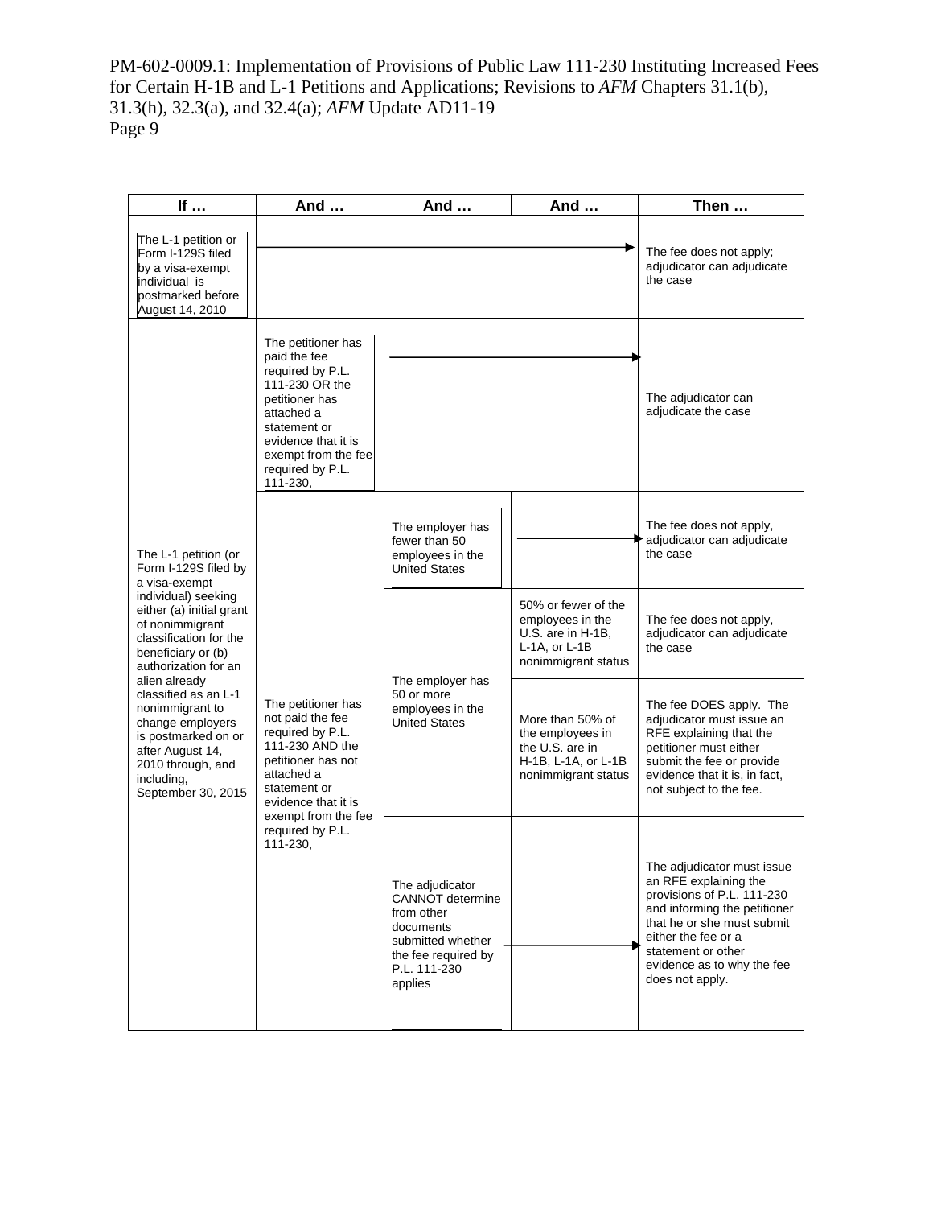| If … | And … | And … | And … | Then … |
|---|---|---|---|---|
| The L-1 petition or Form I-129S filed by a visa-exempt individual is postmarked before August 14, 2010 | → | | | The fee does not apply; adjudicator can adjudicate the case |
| The L-1 petition (or Form I-129S filed by a visa-exempt individual) seeking either (a) initial grant of nonimmigrant classification for the beneficiary or (b) authorization for an alien already classified as an L-1 nonimmigrant to change employers is postmarked on or after August 14, 2010 through, and including, September 30, 2015 | The petitioner has paid the fee required by P.L. 111-230 OR the petitioner has attached a statement or evidence that it is exempt from the fee required by P.L. 111-230, | → | | The adjudicator can adjudicate the case |
| | The petitioner has not paid the fee required by P.L. 111-230 AND the petitioner has not attached a statement or evidence that it is exempt from the fee required by P.L. 111-230, | The employer has fewer than 50 employees in the United States | → | The fee does not apply, adjudicator can adjudicate the case |
| | | The employer has 50 or more employees in the United States | 50% or fewer of the employees in the U.S. are in H-1B, L-1A, or L-1B nonimmigrant status | The fee does not apply, adjudicator can adjudicate the case |
| | | | More than 50% of the employees in the U.S. are in H-1B, L-1A, or L-1B nonimmigrant status | The fee DOES apply. The adjudicator must issue an RFE explaining that the petitioner must either submit the fee or provide evidence that it is, in fact, not subject to the fee. |
| | | The adjudicator CANNOT determine from other documents submitted whether the fee required by P.L. 111-230 applies | → | The adjudicator must issue an RFE explaining the provisions of P.L. 111-230 and informing the petitioner that he or she must submit either the fee or a statement or other evidence as to why the fee does not apply. |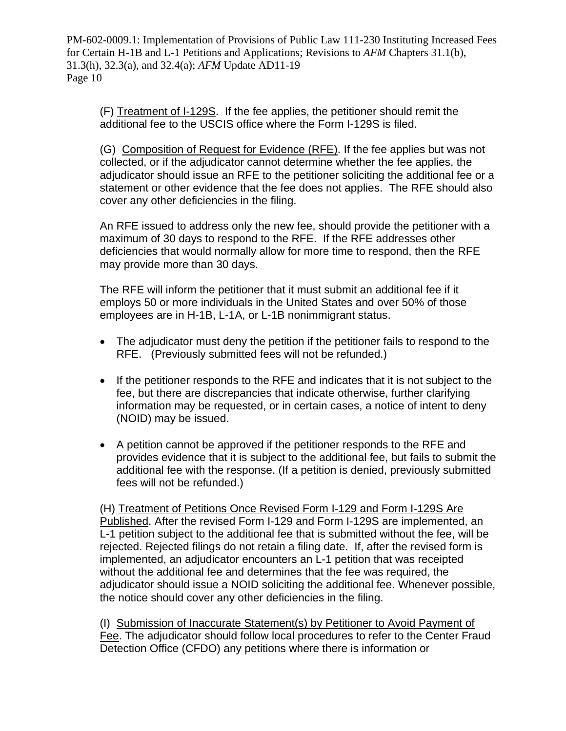(F) <u>Treatment of I-129S</u>. If the fee applies, the petitioner should remit the additional fee to the USCIS office where the Form I-129S is filed.

(G) <u>Composition of Request for Evidence (RFE)</u>. If the fee applies but was not collected, or if the adjudicator cannot determine whether the fee applies, the adjudicator should issue an RFE to the petitioner soliciting the additional fee or a statement or other evidence that the fee does not applies. The RFE should also cover any other deficiencies in the filing.

An RFE issued to address only the new fee, should provide the petitioner with a maximum of 30 days to respond to the RFE. If the RFE addresses other deficiencies that would normally allow for more time to respond, then the RFE may provide more than 30 days.

The RFE will inform the petitioner that it must submit an additional fee if it employs 50 or more individuals in the United States and over 50% of those employees are in H-1B, L-1A, or L-1B nonimmigrant status.

- The adjudicator must deny the petition if the petitioner fails to respond to the RFE. (Previously submitted fees will not be refunded.)
- If the petitioner responds to the RFE and indicates that it is not subject to the fee, but there are discrepancies that indicate otherwise, further clarifying information may be requested, or in certain cases, a notice of intent to deny (NOID) may be issued.
- A petition cannot be approved if the petitioner responds to the RFE and provides evidence that it is subject to the additional fee, but fails to submit the additional fee with the response. (If a petition is denied, previously submitted fees will not be refunded.)

(H) <u>Treatment of Petitions Once Revised Form I-129 and Form I-129S Are Published</u>. After the revised Form I-129 and Form I-129S are implemented, an L-1 petition subject to the additional fee that is submitted without the fee, will be rejected. Rejected filings do not retain a filing date. If, after the revised form is implemented, an adjudicator encounters an L-1 petition that was receipted without the additional fee and determines that the fee was required, the adjudicator should issue a NOID soliciting the additional fee. Whenever possible, the notice should cover any other deficiencies in the filing.

(I) <u>Submission of Inaccurate Statement(s) by Petitioner to Avoid Payment of Fee</u>. The adjudicator should follow local procedures to refer to the Center Fraud Detection Office (CFDO) any petitions where there is information or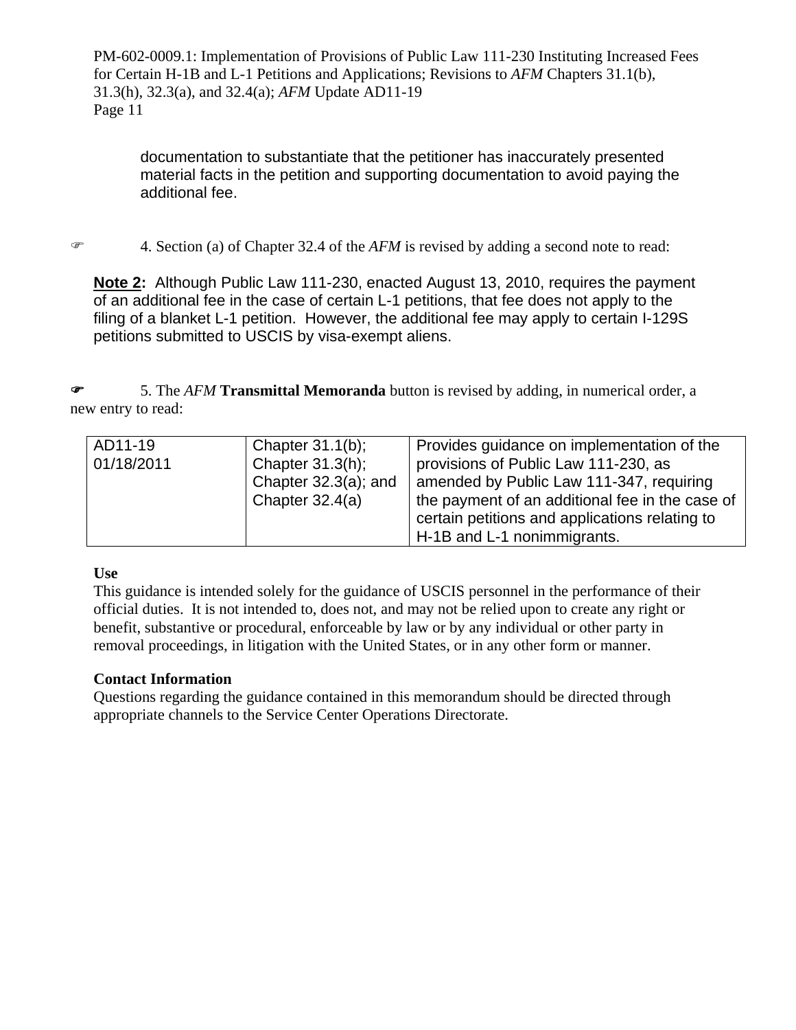documentation to substantiate that the petitioner has inaccurately presented material facts in the petition and supporting documentation to avoid paying the additional fee.

☞ 4. Section (a) of Chapter 32.4 of the *AFM* is revised by adding a second note to read:

**Note 2:** Although Public Law 111-230, enacted August 13, 2010, requires the payment of an additional fee in the case of certain L-1 petitions, that fee does not apply to the filing of a blanket L-1 petition. However, the additional fee may apply to certain I-129S petitions submitted to USCIS by visa-exempt aliens.

☞ 5. The *AFM* **Transmittal Memoranda** button is revised by adding, in numerical order, a new entry to read:

| | | |
|---|---|---|
| AD11-19<br>01/18/2011 | Chapter 31.1(b);<br>Chapter 31.3(h);<br>Chapter 32.3(a); and<br>Chapter 32.4(a) | Provides guidance on implementation of the provisions of Public Law 111-230, as amended by Public Law 111-347, requiring the payment of an additional fee in the case of certain petitions and applications relating to H-1B and L-1 nonimmigrants. |

**Use**

This guidance is intended solely for the guidance of USCIS personnel in the performance of their official duties. It is not intended to, does not, and may not be relied upon to create any right or benefit, substantive or procedural, enforceable by law or by any individual or other party in removal proceedings, in litigation with the United States, or in any other form or manner.

**Contact Information**

Questions regarding the guidance contained in this memorandum should be directed through appropriate channels to the Service Center Operations Directorate.